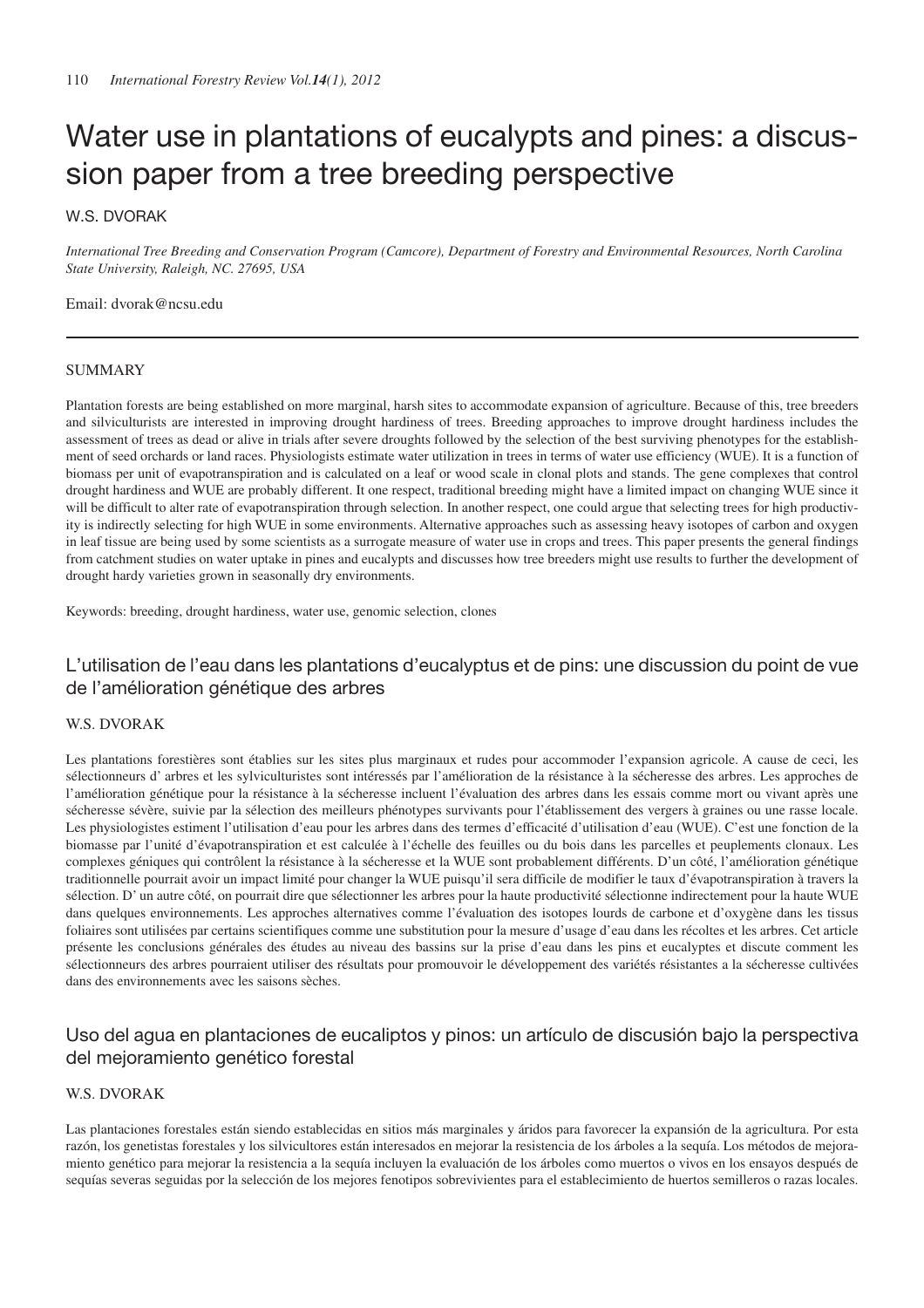# Water use in plantations of eucalypts and pines: a discussion paper from a tree breeding perspective

W.S. DVORAK

*International Tree Breeding and Conservation Program (Camcore), Department of Forestry and Environmental Resources, North Carolina State University, Raleigh, NC. 27695, USA*

Email: dvorak@ncsu.edu

## SUMMARY

Plantation forests are being established on more marginal, harsh sites to accommodate expansion of agriculture. Because of this, tree breeders and silviculturists are interested in improving drought hardiness of trees. Breeding approaches to improve drought hardiness includes the assessment of trees as dead or alive in trials after severe droughts followed by the selection of the best surviving phenotypes for the establishment of seed orchards or land races. Physiologists estimate water utilization in trees in terms of water use efficiency (WUE). It is a function of biomass per unit of evapotranspiration and is calculated on a leaf or wood scale in clonal plots and stands. The gene complexes that control drought hardiness and WUE are probably different. It one respect, traditional breeding might have a limited impact on changing WUE since it will be difficult to alter rate of evapotranspiration through selection. In another respect, one could argue that selecting trees for high productivity is indirectly selecting for high WUE in some environments. Alternative approaches such as assessing heavy isotopes of carbon and oxygen in leaf tissue are being used by some scientists as a surrogate measure of water use in crops and trees. This paper presents the general findings from catchment studies on water uptake in pines and eucalypts and discusses how tree breeders might use results to further the development of drought hardy varieties grown in seasonally dry environments.

Keywords: breeding, drought hardiness, water use, genomic selection, clones

## L'utilisation de l'eau dans les plantations d'eucalyptus et de pins: une discussion du point de vue de l'amélioration génétique des arbres

W.S. DVORAK

Les plantations forestières sont établies sur les sites plus marginaux et rudes pour accommoder l'expansion agricole. A cause de ceci, les sélectionneurs d' arbres et les sylviculturistes sont intéressés par l'amélioration de la résistance à la sécheresse des arbres. Les approches de l'amélioration génétique pour la résistance à la sécheresse incluent l'évaluation des arbres dans les essais comme mort ou vivant après une sécheresse sévère, suivie par la sélection des meilleurs phénotypes survivants pour l'établissement des vergers à graines ou une rasse locale. Les physiologistes estiment l'utilisation d'eau pour les arbres dans des termes d'efficacité d'utilisation d'eau (WUE). C'est une fonction de la biomasse par l'unité d'évapotranspiration et est calculée à l'échelle des feuilles ou du bois dans les parcelles et peuplements clonaux. Les complexes géniques qui contrôlent la résistance à la sécheresse et la WUE sont probablement différents. D'un côté, l'amélioration génétique traditionnelle pourrait avoir un impact limité pour changer la WUE puisqu'il sera difficile de modifier le taux d'évapotranspiration à travers la sélection. D' un autre côté, on pourrait dire que sélectionner les arbres pour la haute productivité sélectionne indirectement pour la haute WUE dans quelques environnements. Les approches alternatives comme l'évaluation des isotopes lourds de carbone et d'oxygène dans les tissus foliaires sont utilisées par certains scientifiques comme une substitution pour la mesure d'usage d'eau dans les récoltes et les arbres. Cet article présente les conclusions générales des études au niveau des bassins sur la prise d'eau dans les pins et eucalyptes et discute comment les sélectionneurs des arbres pourraient utiliser des résultats pour promouvoir le développement des variétés résistantes a la sécheresse cultivées dans des environnements avec les saisons sèches.

## Uso del agua en plantaciones de eucaliptos y pinos: un artículo de discusión bajo la perspectiva del mejoramiento genético forestal

W.S. DVORAK

Las plantaciones forestales están siendo establecidas en sitios más marginales y áridos para favorecer la expansión de la agricultura. Por esta razón, los genetistas forestales y los silvicultores están interesados en mejorar la resistencia de los árboles a la sequía. Los métodos de mejoramiento genético para mejorar la resistencia a la sequía incluyen la evaluación de los árboles como muertos o vivos en los ensayos después de sequías severas seguidas por la selección de los mejores fenotipos sobrevivientes para el establecimiento de huertos semilleros o razas locales.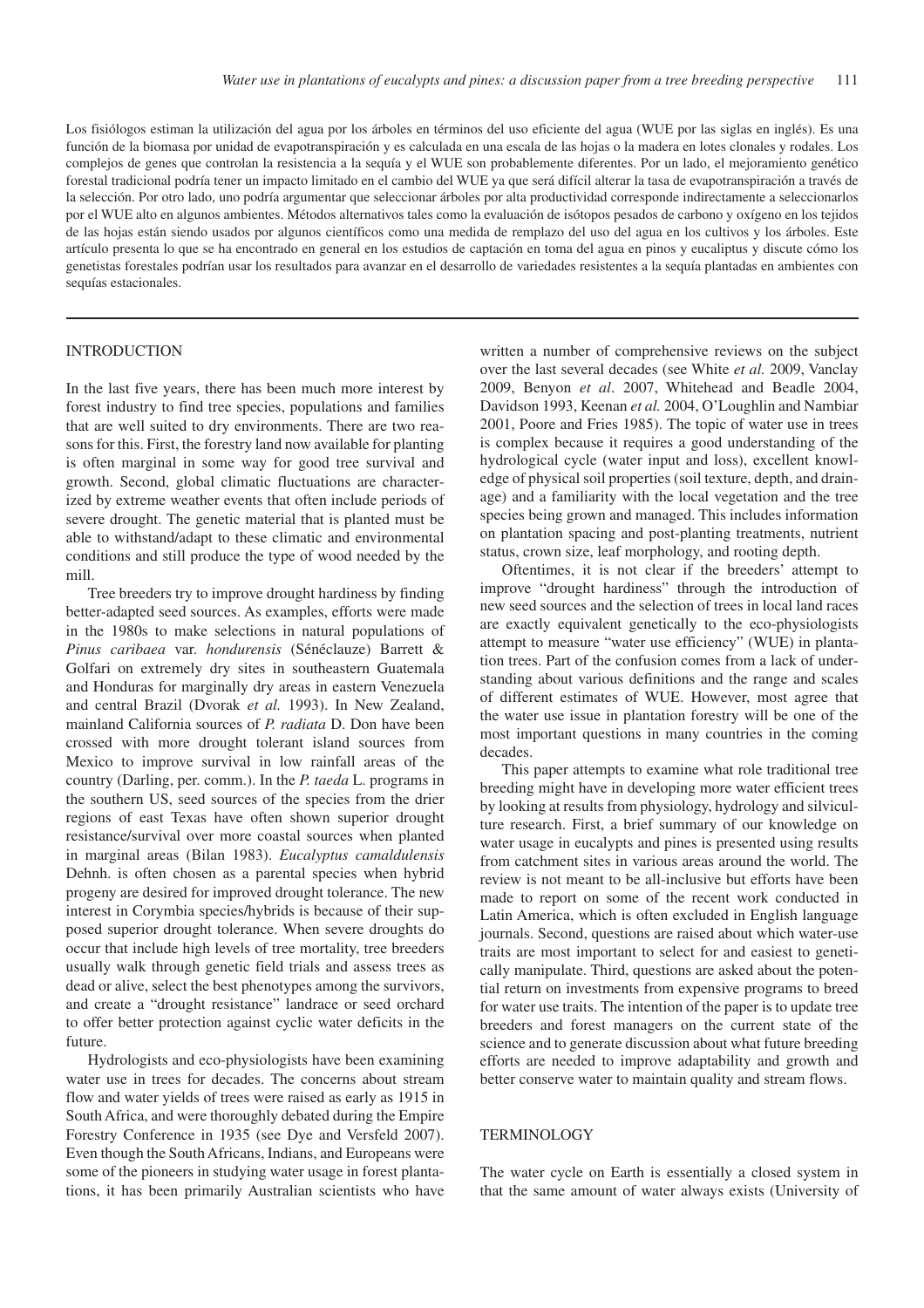Los fisiólogos estiman la utilización del agua por los árboles en términos del uso eficiente del agua (WUE por las siglas en inglés). Es una función de la biomasa por unidad de evapotranspiración y es calculada en una escala de las hojas o la madera en lotes clonales y rodales. Los complejos de genes que controlan la resistencia a la sequía y el WUE son probablemente diferentes. Por un lado, el mejoramiento genético forestal tradicional podría tener un impacto limitado en el cambio del WUE ya que será difícil alterar la tasa de evapotranspiración a través de la selección. Por otro lado, uno podría argumentar que seleccionar árboles por alta productividad corresponde indirectamente a seleccionarlos por el WUE alto en algunos ambientes. Métodos alternativos tales como la evaluación de isótopos pesados de carbono y oxígeno en los tejidos de las hojas están siendo usados por algunos científicos como una medida de remplazo del uso del agua en los cultivos y los árboles. Este artículo presenta lo que se ha encontrado en general en los estudios de captación en toma del agua en pinos y eucaliptus y discute cómo los genetistas forestales podrían usar los resultados para avanzar en el desarrollo de variedades resistentes a la sequía plantadas en ambientes con sequías estacionales.

## INTRODUCTION

In the last five years, there has been much more interest by forest industry to find tree species, populations and families that are well suited to dry environments. There are two reasons for this. First, the forestry land now available for planting is often marginal in some way for good tree survival and growth. Second, global climatic fluctuations are characterized by extreme weather events that often include periods of severe drought. The genetic material that is planted must be able to withstand/adapt to these climatic and environmental conditions and still produce the type of wood needed by the mill.

Tree breeders try to improve drought hardiness by finding better-adapted seed sources. As examples, efforts were made in the 1980s to make selections in natural populations of *Pinus caribaea* var. *hondurensis* (Sénéclauze) Barrett & Golfari on extremely dry sites in southeastern Guatemala and Honduras for marginally dry areas in eastern Venezuela and central Brazil (Dvorak *et al.* 1993). In New Zealand, mainland California sources of *P. radiata* D. Don have been crossed with more drought tolerant island sources from Mexico to improve survival in low rainfall areas of the country (Darling, per. comm.). In the *P. taeda* L. programs in the southern US, seed sources of the species from the drier regions of east Texas have often shown superior drought resistance/survival over more coastal sources when planted in marginal areas (Bilan 1983). *Eucalyptus camaldulensis* Dehnh. is often chosen as a parental species when hybrid progeny are desired for improved drought tolerance. The new interest in Corymbia species/hybrids is because of their supposed superior drought tolerance. When severe droughts do occur that include high levels of tree mortality, tree breeders usually walk through genetic field trials and assess trees as dead or alive, select the best phenotypes among the survivors, and create a "drought resistance" landrace or seed orchard to offer better protection against cyclic water deficits in the future.

Hydrologists and eco-physiologists have been examining water use in trees for decades. The concerns about stream flow and water yields of trees were raised as early as 1915 in South Africa, and were thoroughly debated during the Empire Forestry Conference in 1935 (see Dye and Versfeld 2007). Even though the South Africans, Indians, and Europeans were some of the pioneers in studying water usage in forest plantations, it has been primarily Australian scientists who have written a number of comprehensive reviews on the subject over the last several decades (see White *et al.* 2009, Vanclay 2009, Benyon *et al*. 2007, Whitehead and Beadle 2004, Davidson 1993, Keenan *et al.* 2004, O'Loughlin and Nambiar 2001, Poore and Fries 1985). The topic of water use in trees is complex because it requires a good understanding of the hydrological cycle (water input and loss), excellent knowledge of physical soil properties (soil texture, depth, and drainage) and a familiarity with the local vegetation and the tree species being grown and managed. This includes information on plantation spacing and post-planting treatments, nutrient status, crown size, leaf morphology, and rooting depth.

Oftentimes, it is not clear if the breeders' attempt to improve "drought hardiness" through the introduction of new seed sources and the selection of trees in local land races are exactly equivalent genetically to the eco-physiologists attempt to measure "water use efficiency" (WUE) in plantation trees. Part of the confusion comes from a lack of understanding about various definitions and the range and scales of different estimates of WUE. However, most agree that the water use issue in plantation forestry will be one of the most important questions in many countries in the coming decades.

This paper attempts to examine what role traditional tree breeding might have in developing more water efficient trees by looking at results from physiology, hydrology and silviculture research. First, a brief summary of our knowledge on water usage in eucalypts and pines is presented using results from catchment sites in various areas around the world. The review is not meant to be all-inclusive but efforts have been made to report on some of the recent work conducted in Latin America, which is often excluded in English language journals. Second, questions are raised about which water-use traits are most important to select for and easiest to genetically manipulate. Third, questions are asked about the potential return on investments from expensive programs to breed for water use traits. The intention of the paper is to update tree breeders and forest managers on the current state of the science and to generate discussion about what future breeding efforts are needed to improve adaptability and growth and better conserve water to maintain quality and stream flows.

## TERMINOLOGY

The water cycle on Earth is essentially a closed system in that the same amount of water always exists (University of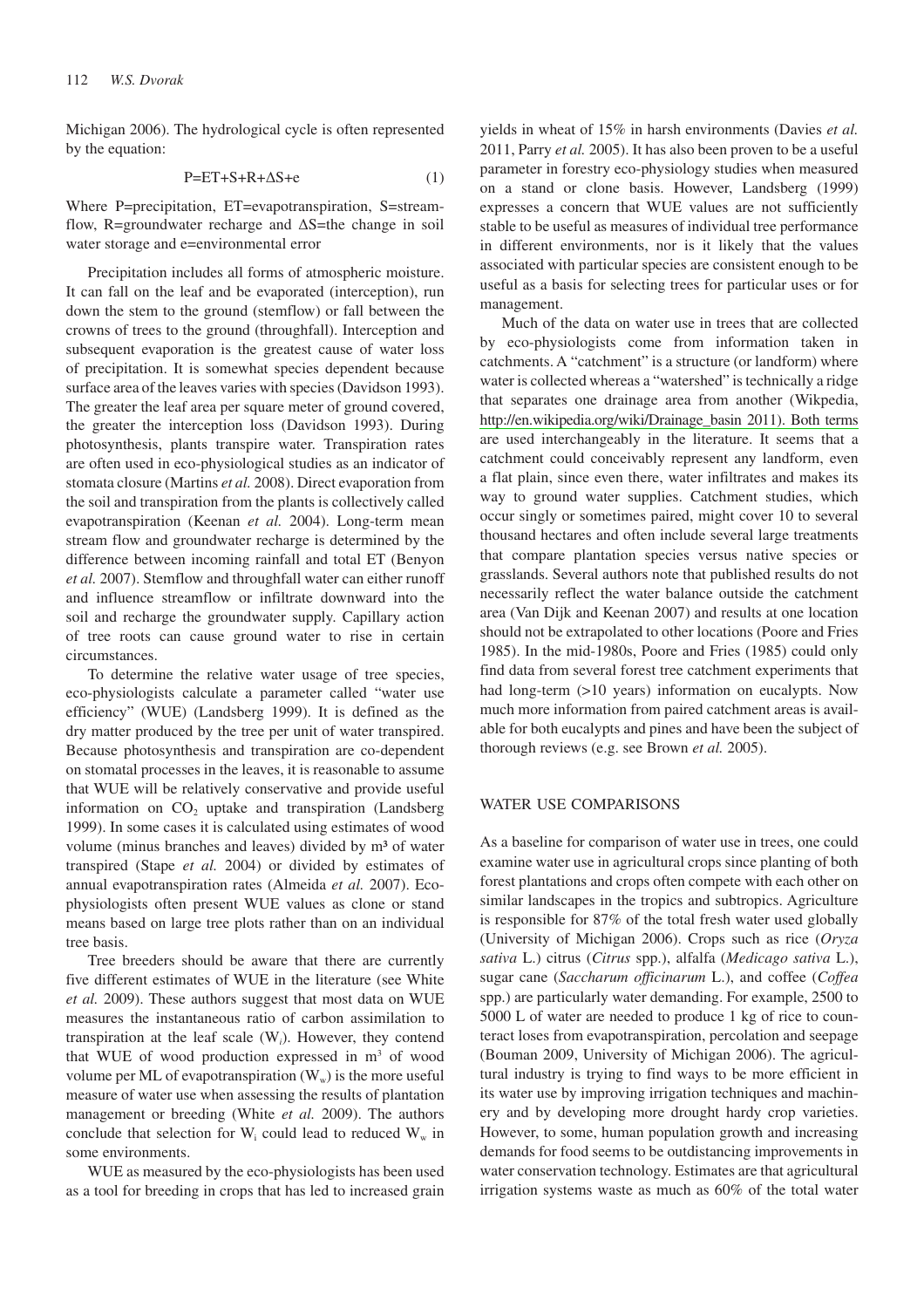Michigan 2006). The hydrological cycle is often represented by the equation:

$$P=ET+S+R+\Delta S+e \tag{1}$$

Where P=precipitation, ET=evapotranspiration, S=streamflow, R=groundwater recharge and ΔS=the change in soil water storage and e=environmental error

Precipitation includes all forms of atmospheric moisture. It can fall on the leaf and be evaporated (interception), run down the stem to the ground (stemflow) or fall between the crowns of trees to the ground (throughfall). Interception and subsequent evaporation is the greatest cause of water loss of precipitation. It is somewhat species dependent because surface area of the leaves varies with species (Davidson 1993). The greater the leaf area per square meter of ground covered, the greater the interception loss (Davidson 1993). During photosynthesis, plants transpire water. Transpiration rates are often used in eco-physiological studies as an indicator of stomata closure (Martins *et al.* 2008). Direct evaporation from the soil and transpiration from the plants is collectively called evapotranspiration (Keenan *et al.* 2004). Long-term mean stream flow and groundwater recharge is determined by the difference between incoming rainfall and total ET (Benyon *et al.* 2007). Stemflow and throughfall water can either runoff and influence streamflow or infiltrate downward into the soil and recharge the groundwater supply. Capillary action of tree roots can cause ground water to rise in certain circumstances.

To determine the relative water usage of tree species, eco-physiologists calculate a parameter called "water use efficiency" (WUE) (Landsberg 1999). It is defined as the dry matter produced by the tree per unit of water transpired. Because photosynthesis and transpiration are co-dependent on stomatal processes in the leaves, it is reasonable to assume that WUE will be relatively conservative and provide useful information on $CO_2$ uptake and transpiration (Landsberg 1999). In some cases it is calculated using estimates of wood volume (minus branches and leaves) divided by $m^3$ of water transpired (Stape *et al.* 2004) or divided by estimates of annual evapotranspiration rates (Almeida *et al.* 2007). Eco-physiologists often present WUE values as clone or stand means based on large tree plots rather than on an individual tree basis.

Tree breeders should be aware that there are currently five different estimates of WUE in the literature (see White *et al.* 2009). These authors suggest that most data on WUE measures the instantaneous ratio of carbon assimilation to transpiration at the leaf scale ($W_i$). However, they contend that WUE of wood production expressed in $m^3$ of wood volume per ML of evapotranspiration ($W_w$) is the more useful measure of water use when assessing the results of plantation management or breeding (White *et al.* 2009). The authors conclude that selection for $W_i$ could lead to reduced $W_w$ in some environments.

WUE as measured by the eco-physiologists has been used as a tool for breeding in crops that has led to increased grain yields in wheat of 15% in harsh environments (Davies *et al.* 2011, Parry *et al.* 2005). It has also been proven to be a useful parameter in forestry eco-physiology studies when measured on a stand or clone basis. However, Landsberg (1999) expresses a concern that WUE values are not sufficiently stable to be useful as measures of individual tree performance in different environments, nor is it likely that the values associated with particular species are consistent enough to be useful as a basis for selecting trees for particular uses or for management.

Much of the data on water use in trees that are collected by eco-physiologists come from information taken in catchments. A "catchment" is a structure (or landform) where water is collected whereas a "watershed" is technically a ridge that separates one drainage area from another (Wikpedia, http://en.wikipedia.org/wiki/Drainage_basin 2011). Both terms are used interchangeably in the literature. It seems that a catchment could conceivably represent any landform, even a flat plain, since even there, water infiltrates and makes its way to ground water supplies. Catchment studies, which occur singly or sometimes paired, might cover 10 to several thousand hectares and often include several large treatments that compare plantation species versus native species or grasslands. Several authors note that published results do not necessarily reflect the water balance outside the catchment area (Van Dijk and Keenan 2007) and results at one location should not be extrapolated to other locations (Poore and Fries 1985). In the mid-1980s, Poore and Fries (1985) could only find data from several forest tree catchment experiments that had long-term (>10 years) information on eucalypts. Now much more information from paired catchment areas is available for both eucalypts and pines and have been the subject of thorough reviews (e.g. see Brown *et al.* 2005).

## WATER USE COMPARISONS

As a baseline for comparison of water use in trees, one could examine water use in agricultural crops since planting of both forest plantations and crops often compete with each other on similar landscapes in the tropics and subtropics. Agriculture is responsible for 87% of the total fresh water used globally (University of Michigan 2006). Crops such as rice (*Oryza sativa* L.) citrus (*Citrus* spp.), alfalfa (*Medicago sativa* L.), sugar cane (*Saccharum officinarum* L.), and coffee (*Coffea* spp.) are particularly water demanding. For example, 2500 to 5000 L of water are needed to produce 1 kg of rice to counteract loses from evapotranspiration, percolation and seepage (Bouman 2009, University of Michigan 2006). The agricultural industry is trying to find ways to be more efficient in its water use by improving irrigation techniques and machinery and by developing more drought hardy crop varieties. However, to some, human population growth and increasing demands for food seems to be outdistancing improvements in water conservation technology. Estimates are that agricultural irrigation systems waste as much as 60% of the total water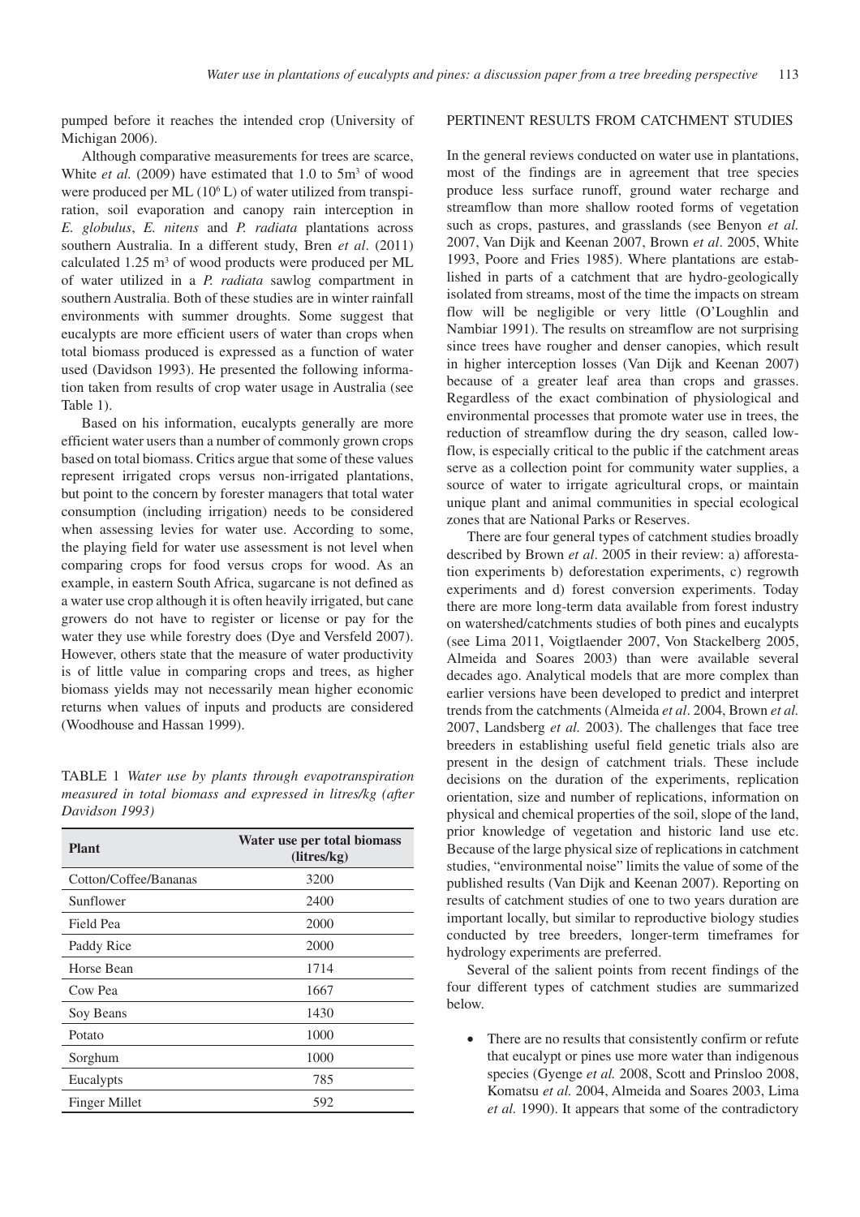pumped before it reaches the intended crop (University of Michigan 2006).

Although comparative measurements for trees are scarce, White *et al.* (2009) have estimated that 1.0 to 5m$^3$ of wood were produced per ML ($10^6$ L) of water utilized from transpiration, soil evaporation and canopy rain interception in *E. globulus*, *E. nitens* and *P. radiata* plantations across southern Australia. In a different study, Bren *et al*. (2011) calculated 1.25 m$^3$ of wood products were produced per ML of water utilized in a *P. radiata* sawlog compartment in southern Australia. Both of these studies are in winter rainfall environments with summer droughts. Some suggest that eucalypts are more efficient users of water than crops when total biomass produced is expressed as a function of water used (Davidson 1993). He presented the following information taken from results of crop water usage in Australia (see Table 1).

Based on his information, eucalypts generally are more efficient water users than a number of commonly grown crops based on total biomass. Critics argue that some of these values represent irrigated crops versus non-irrigated plantations, but point to the concern by forester managers that total water consumption (including irrigation) needs to be considered when assessing levies for water use. According to some, the playing field for water use assessment is not level when comparing crops for food versus crops for wood. As an example, in eastern South Africa, sugarcane is not defined as a water use crop although it is often heavily irrigated, but cane growers do not have to register or license or pay for the water they use while forestry does (Dye and Versfeld 2007). However, others state that the measure of water productivity is of little value in comparing crops and trees, as higher biomass yields may not necessarily mean higher economic returns when values of inputs and products are considered (Woodhouse and Hassan 1999).

TABLE 1 *Water use by plants through evapotranspiration measured in total biomass and expressed in litres/kg (after Davidson 1993)*

| Plant | Water use per total biomass (litres/kg) |
|---|---|
| Cotton/Coffee/Bananas | 3200 |
| Sunflower | 2400 |
| Field Pea | 2000 |
| Paddy Rice | 2000 |
| Horse Bean | 1714 |
| Cow Pea | 1667 |
| Soy Beans | 1430 |
| Potato | 1000 |
| Sorghum | 1000 |
| Eucalypts | 785 |
| Finger Millet | 592 |

## PERTINENT RESULTS FROM CATCHMENT STUDIES

In the general reviews conducted on water use in plantations, most of the findings are in agreement that tree species produce less surface runoff, ground water recharge and streamflow than more shallow rooted forms of vegetation such as crops, pastures, and grasslands (see Benyon *et al.* 2007, Van Dijk and Keenan 2007, Brown *et al*. 2005, White 1993, Poore and Fries 1985). Where plantations are established in parts of a catchment that are hydro-geologically isolated from streams, most of the time the impacts on stream flow will be negligible or very little (O'Loughlin and Nambiar 1991). The results on streamflow are not surprising since trees have rougher and denser canopies, which result in higher interception losses (Van Dijk and Keenan 2007) because of a greater leaf area than crops and grasses. Regardless of the exact combination of physiological and environmental processes that promote water use in trees, the reduction of streamflow during the dry season, called low-flow, is especially critical to the public if the catchment areas serve as a collection point for community water supplies, a source of water to irrigate agricultural crops, or maintain unique plant and animal communities in special ecological zones that are National Parks or Reserves.

There are four general types of catchment studies broadly described by Brown *et al*. 2005 in their review: a) afforestation experiments b) deforestation experiments, c) regrowth experiments and d) forest conversion experiments. Today there are more long-term data available from forest industry on watershed/catchments studies of both pines and eucalypts (see Lima 2011, Voigtlaender 2007, Von Stackelberg 2005, Almeida and Soares 2003) than were available several decades ago. Analytical models that are more complex than earlier versions have been developed to predict and interpret trends from the catchments (Almeida *et al*. 2004, Brown *et al.* 2007, Landsberg *et al.* 2003). The challenges that face tree breeders in establishing useful field genetic trials also are present in the design of catchment trials. These include decisions on the duration of the experiments, replication orientation, size and number of replications, information on physical and chemical properties of the soil, slope of the land, prior knowledge of vegetation and historic land use etc. Because of the large physical size of replications in catchment studies, "environmental noise" limits the value of some of the published results (Van Dijk and Keenan 2007). Reporting on results of catchment studies of one to two years duration are important locally, but similar to reproductive biology studies conducted by tree breeders, longer-term timeframes for hydrology experiments are preferred.

Several of the salient points from recent findings of the four different types of catchment studies are summarized below.

- There are no results that consistently confirm or refute that eucalypt or pines use more water than indigenous species (Gyenge *et al.* 2008, Scott and Prinsloo 2008, Komatsu *et al.* 2004, Almeida and Soares 2003, Lima *et al.* 1990). It appears that some of the contradictory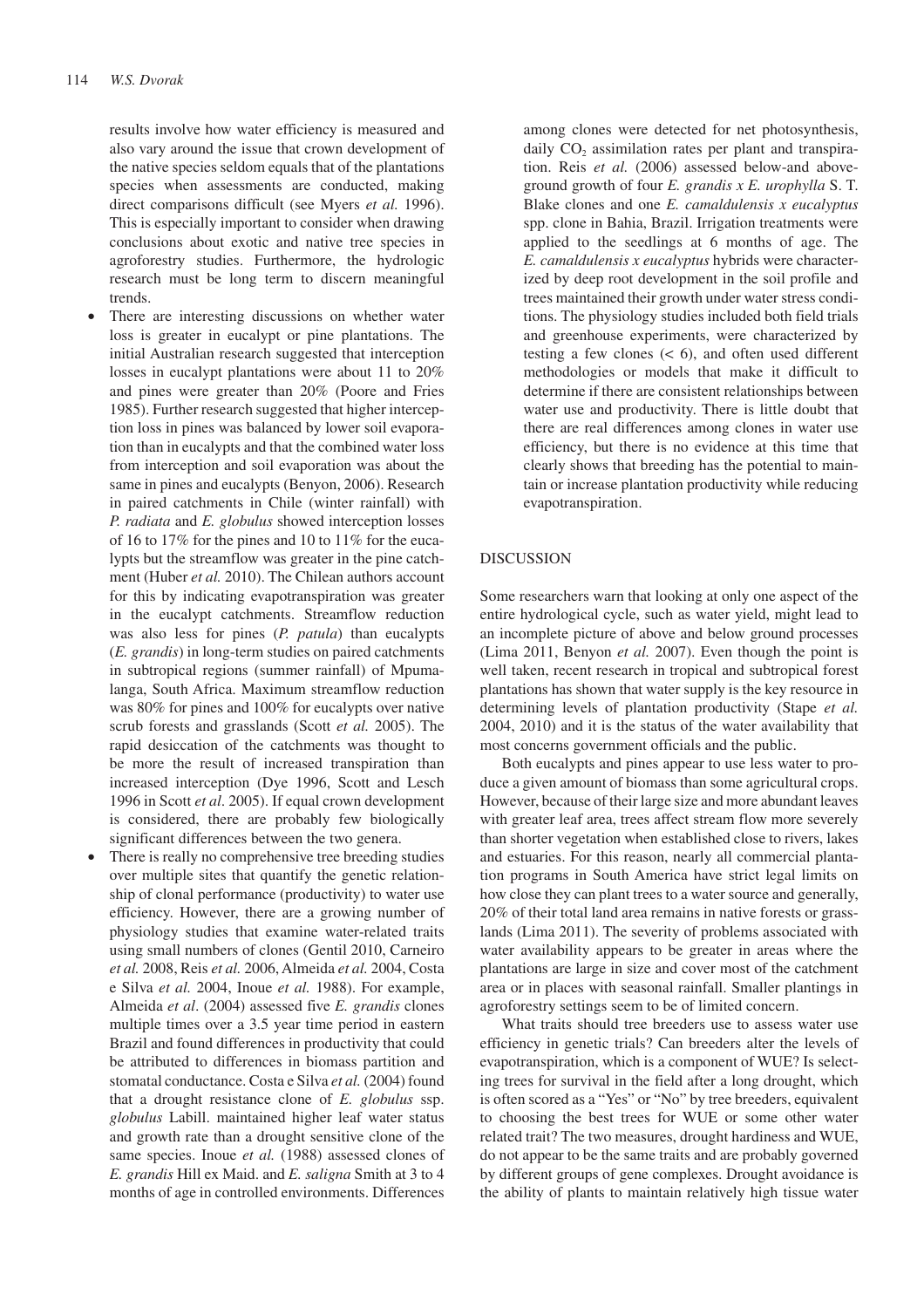results involve how water efficiency is measured and also vary around the issue that crown development of the native species seldom equals that of the plantations species when assessments are conducted, making direct comparisons difficult (see Myers *et al.* 1996). This is especially important to consider when drawing conclusions about exotic and native tree species in agroforestry studies. Furthermore, the hydrologic research must be long term to discern meaningful trends.

- There are interesting discussions on whether water loss is greater in eucalypt or pine plantations. The initial Australian research suggested that interception losses in eucalypt plantations were about 11 to 20% and pines were greater than 20% (Poore and Fries 1985). Further research suggested that higher interception loss in pines was balanced by lower soil evaporation than in eucalypts and that the combined water loss from interception and soil evaporation was about the same in pines and eucalypts (Benyon, 2006). Research in paired catchments in Chile (winter rainfall) with *P. radiata* and *E. globulus* showed interception losses of 16 to 17% for the pines and 10 to 11% for the eucalypts but the streamflow was greater in the pine catchment (Huber *et al.* 2010). The Chilean authors account for this by indicating evapotranspiration was greater in the eucalypt catchments. Streamflow reduction was also less for pines (*P. patula*) than eucalypts (*E. grandis*) in long-term studies on paired catchments in subtropical regions (summer rainfall) of Mpumalanga, South Africa. Maximum streamflow reduction was 80% for pines and 100% for eucalypts over native scrub forests and grasslands (Scott *et al.* 2005). The rapid desiccation of the catchments was thought to be more the result of increased transpiration than increased interception (Dye 1996, Scott and Lesch 1996 in Scott *et al*. 2005). If equal crown development is considered, there are probably few biologically significant differences between the two genera.
- There is really no comprehensive tree breeding studies over multiple sites that quantify the genetic relationship of clonal performance (productivity) to water use efficiency. However, there are a growing number of physiology studies that examine water-related traits using small numbers of clones (Gentil 2010, Carneiro *et al.* 2008, Reis *et al.* 2006, Almeida *et al.* 2004, Costa e Silva *et al.* 2004, Inoue *et al.* 1988). For example, Almeida *et al*. (2004) assessed five *E. grandis* clones multiple times over a 3.5 year time period in eastern Brazil and found differences in productivity that could be attributed to differences in biomass partition and stomatal conductance. Costa e Silva *et al.* (2004) found that a drought resistance clone of *E. globulus* ssp. *globulus* Labill. maintained higher leaf water status and growth rate than a drought sensitive clone of the same species. Inoue *et al.* (1988) assessed clones of *E. grandis* Hill ex Maid. and *E. saligna* Smith at 3 to 4 months of age in controlled environments. Differences among clones were detected for net photosynthesis, daily $CO_2$ assimilation rates per plant and transpiration. Reis *et al.* (2006) assessed below-and above-ground growth of four *E. grandis x E. urophylla* S. T. Blake clones and one *E. camaldulensis x eucalyptus* spp. clone in Bahia, Brazil. Irrigation treatments were applied to the seedlings at 6 months of age. The *E. camaldulensis x eucalyptus* hybrids were characterized by deep root development in the soil profile and trees maintained their growth under water stress conditions. The physiology studies included both field trials and greenhouse experiments, were characterized by testing a few clones (< 6), and often used different methodologies or models that make it difficult to determine if there are consistent relationships between water use and productivity. There is little doubt that there are real differences among clones in water use efficiency, but there is no evidence at this time that clearly shows that breeding has the potential to maintain or increase plantation productivity while reducing evapotranspiration.

## DISCUSSION

Some researchers warn that looking at only one aspect of the entire hydrological cycle, such as water yield, might lead to an incomplete picture of above and below ground processes (Lima 2011, Benyon *et al.* 2007). Even though the point is well taken, recent research in tropical and subtropical forest plantations has shown that water supply is the key resource in determining levels of plantation productivity (Stape *et al.* 2004, 2010) and it is the status of the water availability that most concerns government officials and the public.

Both eucalypts and pines appear to use less water to produce a given amount of biomass than some agricultural crops. However, because of their large size and more abundant leaves with greater leaf area, trees affect stream flow more severely than shorter vegetation when established close to rivers, lakes and estuaries. For this reason, nearly all commercial plantation programs in South America have strict legal limits on how close they can plant trees to a water source and generally, 20% of their total land area remains in native forests or grasslands (Lima 2011). The severity of problems associated with water availability appears to be greater in areas where the plantations are large in size and cover most of the catchment area or in places with seasonal rainfall. Smaller plantings in agroforestry settings seem to be of limited concern.

What traits should tree breeders use to assess water use efficiency in genetic trials? Can breeders alter the levels of evapotranspiration, which is a component of WUE? Is selecting trees for survival in the field after a long drought, which is often scored as a "Yes" or "No" by tree breeders, equivalent to choosing the best trees for WUE or some other water related trait? The two measures, drought hardiness and WUE, do not appear to be the same traits and are probably governed by different groups of gene complexes. Drought avoidance is the ability of plants to maintain relatively high tissue water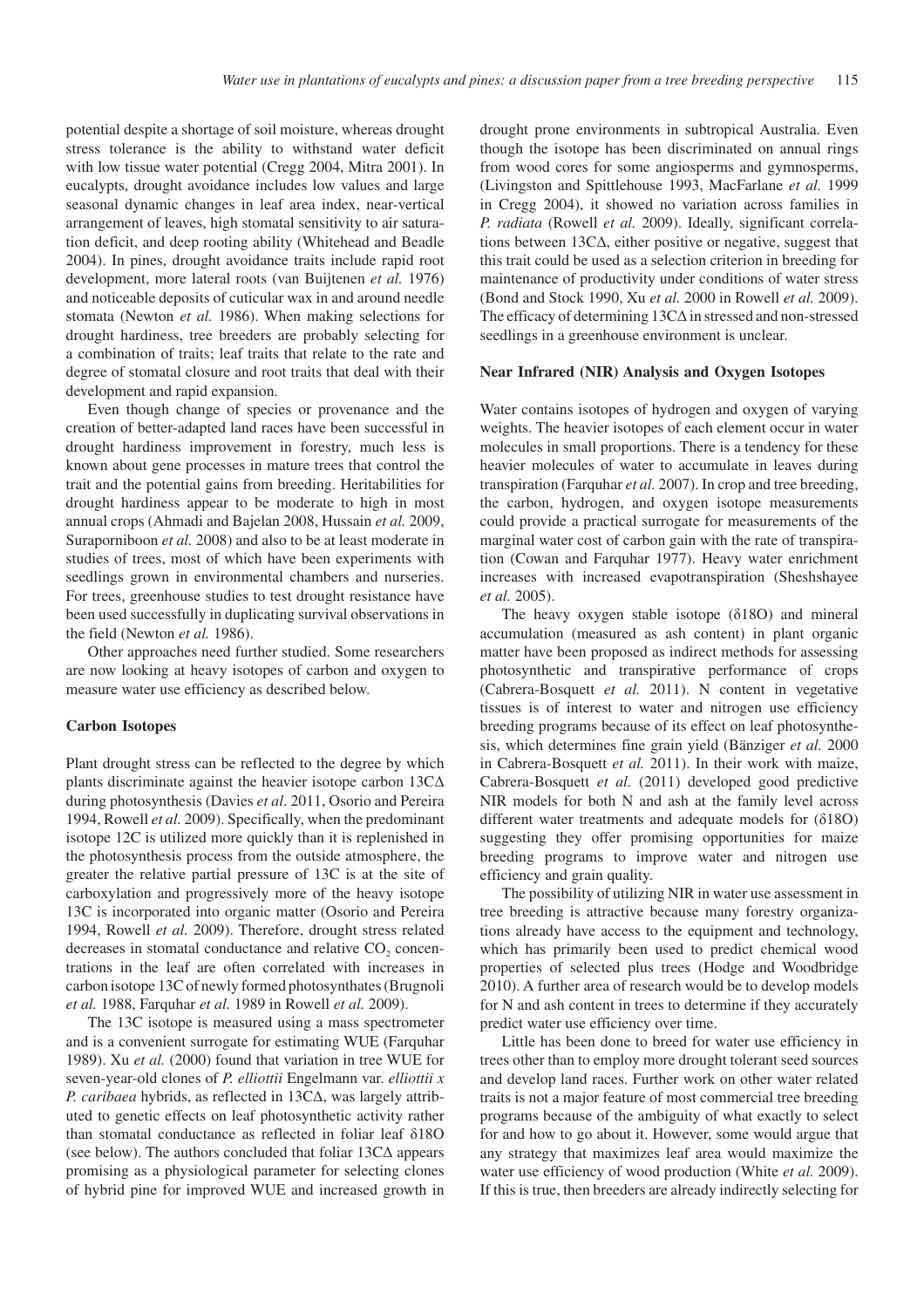potential despite a shortage of soil moisture, whereas drought stress tolerance is the ability to withstand water deficit with low tissue water potential (Cregg 2004, Mitra 2001). In eucalypts, drought avoidance includes low values and large seasonal dynamic changes in leaf area index, near-vertical arrangement of leaves, high stomatal sensitivity to air saturation deficit, and deep rooting ability (Whitehead and Beadle 2004). In pines, drought avoidance traits include rapid root development, more lateral roots (van Buijtenen *et al.* 1976) and noticeable deposits of cuticular wax in and around needle stomata (Newton *et al.* 1986). When making selections for drought hardiness, tree breeders are probably selecting for a combination of traits; leaf traits that relate to the rate and degree of stomatal closure and root traits that deal with their development and rapid expansion.

Even though change of species or provenance and the creation of better-adapted land races have been successful in drought hardiness improvement in forestry, much less is known about gene processes in mature trees that control the trait and the potential gains from breeding. Heritabilities for drought hardiness appear to be moderate to high in most annual crops (Ahmadi and Bajelan 2008, Hussain *et al.* 2009, Suraporniboon *et al.* 2008) and also to be at least moderate in studies of trees, most of which have been experiments with seedlings grown in environmental chambers and nurseries. For trees, greenhouse studies to test drought resistance have been used successfully in duplicating survival observations in the field (Newton *et al.* 1986).

Other approaches need further studied. Some researchers are now looking at heavy isotopes of carbon and oxygen to measure water use efficiency as described below.

### Carbon Isotopes

Plant drought stress can be reflected to the degree by which plants discriminate against the heavier isotope carbon 13CΔ during photosynthesis (Davies *et al*. 2011, Osorio and Pereira 1994, Rowell *et al.* 2009). Specifically, when the predominant isotope 12C is utilized more quickly than it is replenished in the photosynthesis process from the outside atmosphere, the greater the relative partial pressure of 13C is at the site of carboxylation and progressively more of the heavy isotope 13C is incorporated into organic matter (Osorio and Pereira 1994, Rowell *et al.* 2009). Therefore, drought stress related decreases in stomatal conductance and relative $CO_2$ concentrations in the leaf are often correlated with increases in carbon isotope 13C of newly formed photosynthates (Brugnoli *et al.* 1988, Farquhar *et al.* 1989 in Rowell *et al.* 2009).

The 13C isotope is measured using a mass spectrometer and is a convenient surrogate for estimating WUE (Farquhar 1989). Xu *et al.* (2000) found that variation in tree WUE for seven-year-old clones of *P. elliottii* Engelmann var. *elliottii x P. caribaea* hybrids, as reflected in 13CΔ, was largely attributed to genetic effects on leaf photosynthetic activity rather than stomatal conductance as reflected in foliar leaf δ18O (see below). The authors concluded that foliar 13CΔ appears promising as a physiological parameter for selecting clones of hybrid pine for improved WUE and increased growth in drought prone environments in subtropical Australia. Even though the isotope has been discriminated on annual rings from wood cores for some angiosperms and gymnosperms, (Livingston and Spittlehouse 1993, MacFarlane *et al.* 1999 in Cregg 2004), it showed no variation across families in *P. radiata* (Rowell *et al.* 2009). Ideally, significant correlations between 13CΔ, either positive or negative, suggest that this trait could be used as a selection criterion in breeding for maintenance of productivity under conditions of water stress (Bond and Stock 1990, Xu *et al.* 2000 in Rowell *et al.* 2009). The efficacy of determining 13CΔ in stressed and non-stressed seedlings in a greenhouse environment is unclear.

### Near Infrared (NIR) Analysis and Oxygen Isotopes

Water contains isotopes of hydrogen and oxygen of varying weights. The heavier isotopes of each element occur in water molecules in small proportions. There is a tendency for these heavier molecules of water to accumulate in leaves during transpiration (Farquhar *et al.* 2007). In crop and tree breeding, the carbon, hydrogen, and oxygen isotope measurements could provide a practical surrogate for measurements of the marginal water cost of carbon gain with the rate of transpiration (Cowan and Farquhar 1977). Heavy water enrichment increases with increased evapotranspiration (Sheshshayee *et al.* 2005).

The heavy oxygen stable isotope (δ18O) and mineral accumulation (measured as ash content) in plant organic matter have been proposed as indirect methods for assessing photosynthetic and transpirative performance of crops (Cabrera-Bosquett *et al.* 2011). N content in vegetative tissues is of interest to water and nitrogen use efficiency breeding programs because of its effect on leaf photosynthesis, which determines fine grain yield (Bänziger *et al.* 2000 in Cabrera-Bosquett *et al.* 2011). In their work with maize, Cabrera-Bosquett *et al.* (2011) developed good predictive NIR models for both N and ash at the family level across different water treatments and adequate models for (δ18O) suggesting they offer promising opportunities for maize breeding programs to improve water and nitrogen use efficiency and grain quality.

The possibility of utilizing NIR in water use assessment in tree breeding is attractive because many forestry organizations already have access to the equipment and technology, which has primarily been used to predict chemical wood properties of selected plus trees (Hodge and Woodbridge 2010). A further area of research would be to develop models for N and ash content in trees to determine if they accurately predict water use efficiency over time.

Little has been done to breed for water use efficiency in trees other than to employ more drought tolerant seed sources and develop land races. Further work on other water related traits is not a major feature of most commercial tree breeding programs because of the ambiguity of what exactly to select for and how to go about it. However, some would argue that any strategy that maximizes leaf area would maximize the water use efficiency of wood production (White *et al.* 2009). If this is true, then breeders are already indirectly selecting for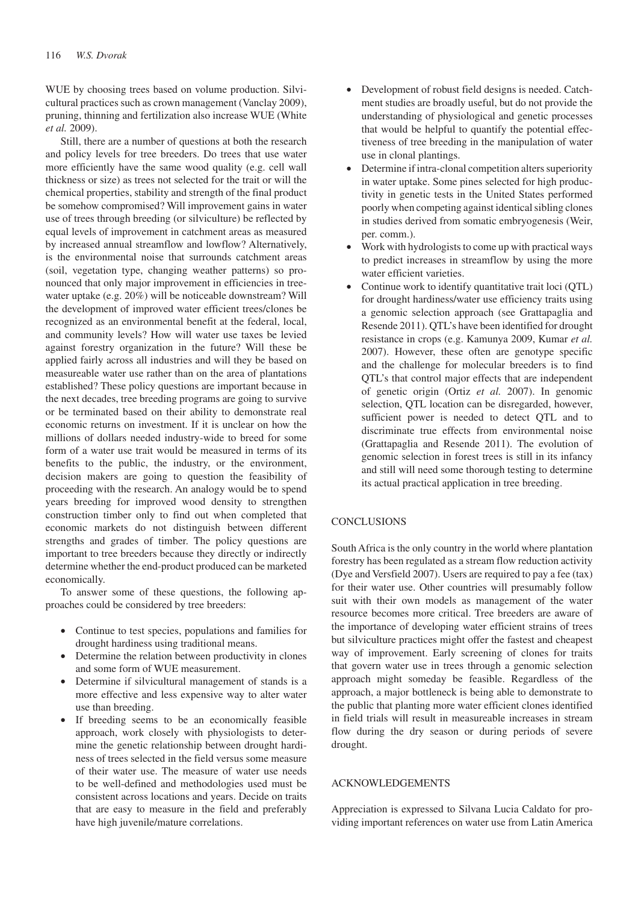WUE by choosing trees based on volume production. Silvicultural practices such as crown management (Vanclay 2009), pruning, thinning and fertilization also increase WUE (White *et al.* 2009).

Still, there are a number of questions at both the research and policy levels for tree breeders. Do trees that use water more efficiently have the same wood quality (e.g. cell wall thickness or size) as trees not selected for the trait or will the chemical properties, stability and strength of the final product be somehow compromised? Will improvement gains in water use of trees through breeding (or silviculture) be reflected by equal levels of improvement in catchment areas as measured by increased annual streamflow and lowflow? Alternatively, is the environmental noise that surrounds catchment areas (soil, vegetation type, changing weather patterns) so pronounced that only major improvement in efficiencies in tree-water uptake (e.g. 20%) will be noticeable downstream? Will the development of improved water efficient trees/clones be recognized as an environmental benefit at the federal, local, and community levels? How will water use taxes be levied against forestry organization in the future? Will these be applied fairly across all industries and will they be based on measureable water use rather than on the area of plantations established? These policy questions are important because in the next decades, tree breeding programs are going to survive or be terminated based on their ability to demonstrate real economic returns on investment. If it is unclear on how the millions of dollars needed industry-wide to breed for some form of a water use trait would be measured in terms of its benefits to the public, the industry, or the environment, decision makers are going to question the feasibility of proceeding with the research. An analogy would be to spend years breeding for improved wood density to strengthen construction timber only to find out when completed that economic markets do not distinguish between different strengths and grades of timber. The policy questions are important to tree breeders because they directly or indirectly determine whether the end-product produced can be marketed economically.

To answer some of these questions, the following approaches could be considered by tree breeders:

- Continue to test species, populations and families for drought hardiness using traditional means.
- Determine the relation between productivity in clones and some form of WUE measurement.
- Determine if silvicultural management of stands is a more effective and less expensive way to alter water use than breeding.
- If breeding seems to be an economically feasible approach, work closely with physiologists to determine the genetic relationship between drought hardiness of trees selected in the field versus some measure of their water use. The measure of water use needs to be well-defined and methodologies used must be consistent across locations and years. Decide on traits that are easy to measure in the field and preferably have high juvenile/mature correlations.
- Development of robust field designs is needed. Catchment studies are broadly useful, but do not provide the understanding of physiological and genetic processes that would be helpful to quantify the potential effectiveness of tree breeding in the manipulation of water use in clonal plantings.
- Determine if intra-clonal competition alters superiority in water uptake. Some pines selected for high productivity in genetic tests in the United States performed poorly when competing against identical sibling clones in studies derived from somatic embryogenesis (Weir, per. comm.).
- Work with hydrologists to come up with practical ways to predict increases in streamflow by using the more water efficient varieties.
- Continue work to identify quantitative trait loci (QTL) for drought hardiness/water use efficiency traits using a genomic selection approach (see Grattapaglia and Resende 2011). QTL's have been identified for drought resistance in crops (e.g. Kamunya 2009, Kumar *et al.* 2007). However, these often are genotype specific and the challenge for molecular breeders is to find QTL's that control major effects that are independent of genetic origin (Ortiz *et al.* 2007). In genomic selection, QTL location can be disregarded, however, sufficient power is needed to detect QTL and to discriminate true effects from environmental noise (Grattapaglia and Resende 2011). The evolution of genomic selection in forest trees is still in its infancy and still will need some thorough testing to determine its actual practical application in tree breeding.

## CONCLUSIONS

South Africa is the only country in the world where plantation forestry has been regulated as a stream flow reduction activity (Dye and Versfield 2007). Users are required to pay a fee (tax) for their water use. Other countries will presumably follow suit with their own models as management of the water resource becomes more critical. Tree breeders are aware of the importance of developing water efficient strains of trees but silviculture practices might offer the fastest and cheapest way of improvement. Early screening of clones for traits that govern water use in trees through a genomic selection approach might someday be feasible. Regardless of the approach, a major bottleneck is being able to demonstrate to the public that planting more water efficient clones identified in field trials will result in measureable increases in stream flow during the dry season or during periods of severe drought.

## ACKNOWLEDGEMENTS

Appreciation is expressed to Silvana Lucia Caldato for providing important references on water use from Latin America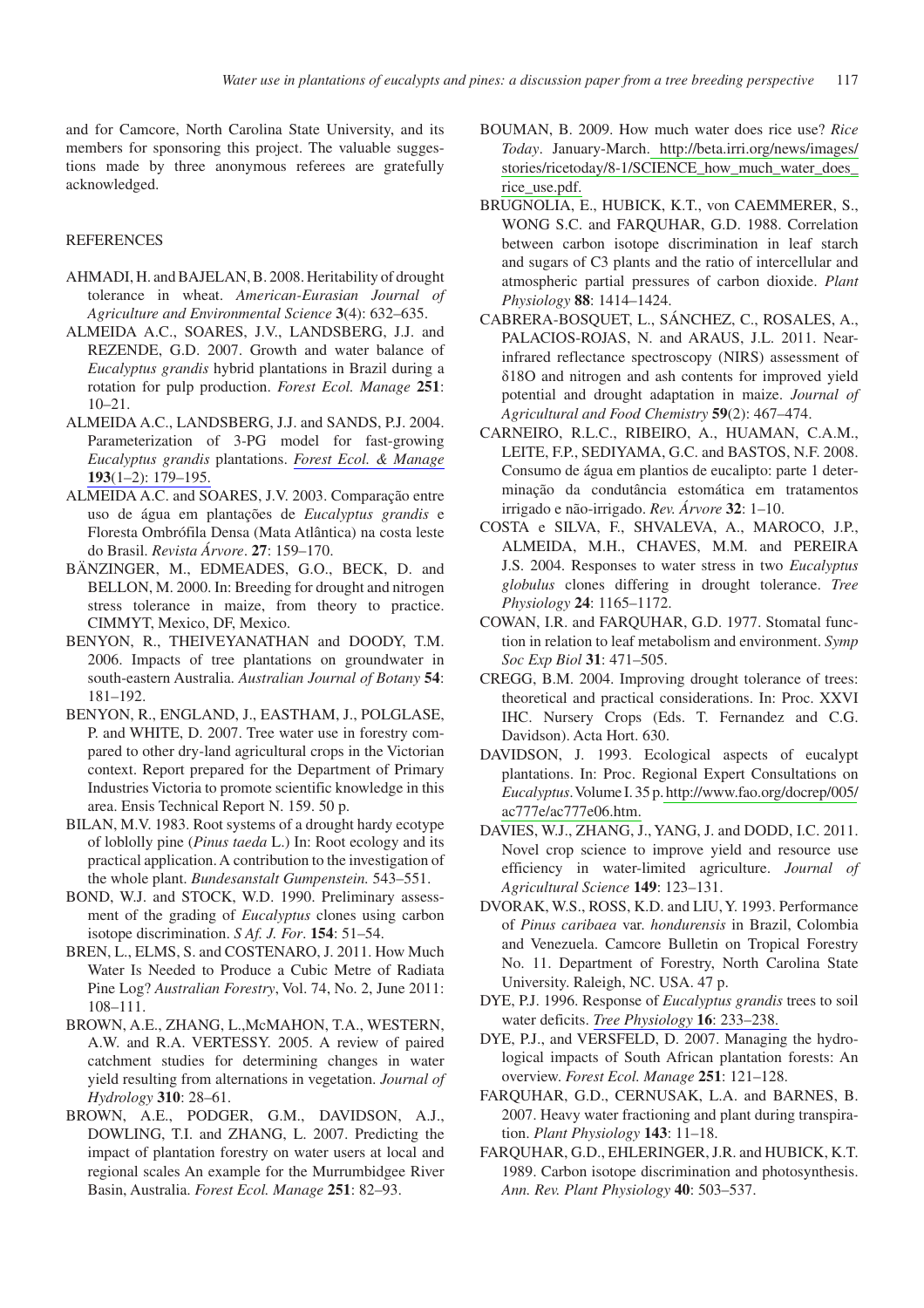and for Camcore, North Carolina State University, and its members for sponsoring this project. The valuable suggestions made by three anonymous referees are gratefully acknowledged.

## REFERENCES

AHMADI, H. and BAJELAN, B. 2008. Heritability of drought tolerance in wheat. *American-Eurasian Journal of Agriculture and Environmental Science* **3**(4): 632–635.

ALMEIDA A.C., SOARES, J.V., LANDSBERG, J.J. and REZENDE, G.D. 2007. Growth and water balance of *Eucalyptus grandis* hybrid plantations in Brazil during a rotation for pulp production. *Forest Ecol. Manage* **251**: 10–21.

ALMEIDA A.C., LANDSBERG, J.J. and SANDS, P.J. 2004. Parameterization of 3-PG model for fast-growing *Eucalyptus grandis* plantations. *Forest Ecol. & Manage* **193**(1–2): 179–195.

ALMEIDA A.C. and SOARES, J.V. 2003. Comparação entre uso de água em plantações de *Eucalyptus grandis* e Floresta Ombrófila Densa (Mata Atlântica) na costa leste do Brasil. *Revista Árvore*. **27**: 159–170.

BÄNZINGER, M., EDMEADES, G.O., BECK, D. and BELLON, M. 2000. In: Breeding for drought and nitrogen stress tolerance in maize, from theory to practice. CIMMYT, Mexico, DF, Mexico.

BENYON, R., THEIVEYANATHAN and DOODY, T.M. 2006. Impacts of tree plantations on groundwater in south-eastern Australia. *Australian Journal of Botany* **54**: 181–192.

BENYON, R., ENGLAND, J., EASTHAM, J., POLGLASE, P. and WHITE, D. 2007. Tree water use in forestry compared to other dry-land agricultural crops in the Victorian context. Report prepared for the Department of Primary Industries Victoria to promote scientific knowledge in this area. Ensis Technical Report N. 159. 50 p.

BILAN, M.V. 1983. Root systems of a drought hardy ecotype of loblolly pine (*Pinus taeda* L.) In: Root ecology and its practical application. A contribution to the investigation of the whole plant. *Bundesanstalt Gumpenstein.* 543–551.

BOND, W.J. and STOCK, W.D. 1990. Preliminary assessment of the grading of *Eucalyptus* clones using carbon isotope discrimination. *S Af. J. For*. **154**: 51–54.

BREN, L., ELMS, S. and COSTENARO, J. 2011. How Much Water Is Needed to Produce a Cubic Metre of Radiata Pine Log? *Australian Forestry*, Vol. 74, No. 2, June 2011: 108–111.

BROWN, A.E., ZHANG, L.,McMAHON, T.A., WESTERN, A.W. and R.A. VERTESSY. 2005. A review of paired catchment studies for determining changes in water yield resulting from alterations in vegetation. *Journal of Hydrology* **310**: 28–61.

BROWN, A.E., PODGER, G.M., DAVIDSON, A.J., DOWLING, T.I. and ZHANG, L. 2007. Predicting the impact of plantation forestry on water users at local and regional scales An example for the Murrumbidgee River Basin, Australia. *Forest Ecol. Manage* **251**: 82–93.

BOUMAN, B. 2009. How much water does rice use? *Rice Today*. January-March. http://beta.irri.org/news/images/stories/ricetoday/8-1/SCIENCE_how_much_water_does_rice_use.pdf.

BRUGNOLIA, E., HUBICK, K.T., von CAEMMERER, S., WONG S.C. and FARQUHAR, G.D. 1988. Correlation between carbon isotope discrimination in leaf starch and sugars of C3 plants and the ratio of intercellular and atmospheric partial pressures of carbon dioxide. *Plant Physiology* **88**: 1414–1424.

CABRERA-BOSQUET, L., SÁNCHEZ, C., ROSALES, A., PALACIOS-ROJAS, N. and ARAUS, J.L. 2011. Near-infrared reflectance spectroscopy (NIRS) assessment of δ18O and nitrogen and ash contents for improved yield potential and drought adaptation in maize. *Journal of Agricultural and Food Chemistry* **59**(2): 467–474.

CARNEIRO, R.L.C., RIBEIRO, A., HUAMAN, C.A.M., LEITE, F.P., SEDIYAMA, G.C. and BASTOS, N.F. 2008. Consumo de água em plantios de eucalipto: parte 1 determinação da condutância estomática em tratamentos irrigado e não-irrigado. *Rev. Árvore* **32**: 1–10.

COSTA e SILVA, F., SHVALEVA, A., MAROCO, J.P., ALMEIDA, M.H., CHAVES, M.M. and PEREIRA J.S. 2004. Responses to water stress in two *Eucalyptus globulus* clones differing in drought tolerance. *Tree Physiology* **24**: 1165–1172.

COWAN, I.R. and FARQUHAR, G.D. 1977. Stomatal function in relation to leaf metabolism and environment. *Symp Soc Exp Biol* **31**: 471–505.

CREGG, B.M. 2004. Improving drought tolerance of trees: theoretical and practical considerations. In: Proc. XXVI IHC. Nursery Crops (Eds. T. Fernandez and C.G. Davidson). Acta Hort. 630.

DAVIDSON, J. 1993. Ecological aspects of eucalypt plantations. In: Proc. Regional Expert Consultations on *Eucalyptus*. Volume I. 35 p. http://www.fao.org/docrep/005/ac777e/ac777e06.htm.

DAVIES, W.J., ZHANG, J., YANG, J. and DODD, I.C. 2011. Novel crop science to improve yield and resource use efficiency in water-limited agriculture. *Journal of Agricultural Science* **149**: 123–131.

DVORAK, W.S., ROSS, K.D. and LIU, Y. 1993. Performance of *Pinus caribaea* var. *hondurensis* in Brazil, Colombia and Venezuela. Camcore Bulletin on Tropical Forestry No. 11. Department of Forestry, North Carolina State University. Raleigh, NC. USA. 47 p.

DYE, P.J. 1996. Response of *Eucalyptus grandis* trees to soil water deficits. *Tree Physiology* **16**: 233–238.

DYE, P.J., and VERSFELD, D. 2007. Managing the hydrological impacts of South African plantation forests: An overview. *Forest Ecol. Manage* **251**: 121–128.

FARQUHAR, G.D., CERNUSAK, L.A. and BARNES, B. 2007. Heavy water fractioning and plant during transpiration. *Plant Physiology* **143**: 11–18.

FARQUHAR, G.D., EHLERINGER, J.R. and HUBICK, K.T. 1989. Carbon isotope discrimination and photosynthesis. *Ann. Rev. Plant Physiology* **40**: 503–537.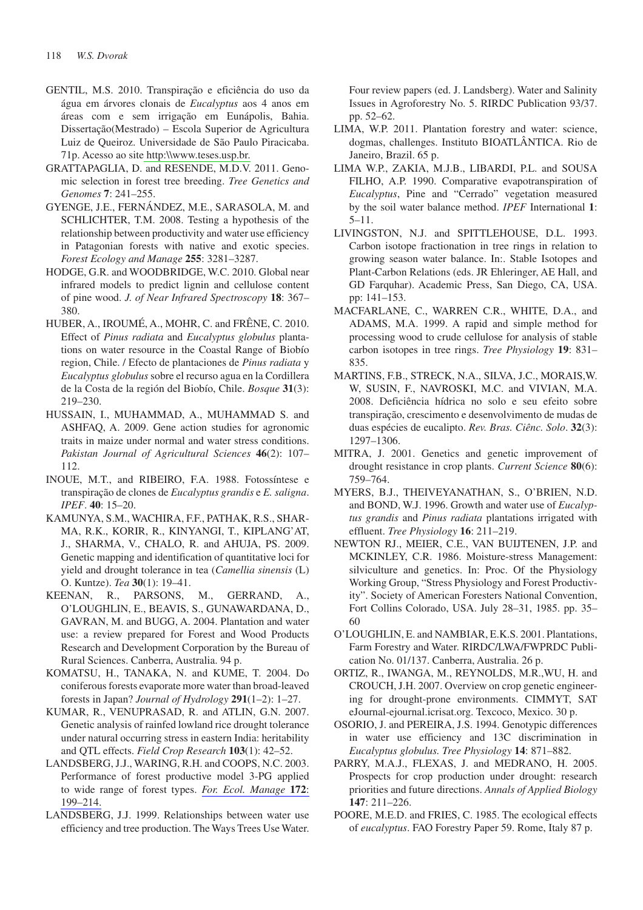GENTIL, M.S. 2010. Transpiração e eficiência do uso da água em árvores clonais de *Eucalyptus* aos 4 anos em áreas com e sem irrigação em Eunápolis, Bahia. Dissertação(Mestrado) – Escola Superior de Agricultura Luiz de Queiroz. Universidade de São Paulo Piracicaba. 71p. Acesso ao site http:\\www.teses.usp.br.

GRATTAPAGLIA, D. and RESENDE, M.D.V. 2011. Genomic selection in forest tree breeding. *Tree Genetics and Genomes* **7**: 241–255.

GYENGE, J.E., FERNÁNDEZ, M.E., SARASOLA, M. and SCHLICHTER, T.M. 2008. Testing a hypothesis of the relationship between productivity and water use efficiency in Patagonian forests with native and exotic species. *Forest Ecology and Manage* **255**: 3281–3287.

HODGE, G.R. and WOODBRIDGE, W.C. 2010. Global near infrared models to predict lignin and cellulose content of pine wood. *J. of Near Infrared Spectroscopy* **18**: 367–380.

HUBER, A., IROUMÉ, A., MOHR, C. and FRÊNE, C. 2010. Effect of *Pinus radiata* and *Eucalyptus globulus* plantations on water resource in the Coastal Range of Biobío region, Chile. / Efecto de plantaciones de *Pinus radiata* y *Eucalyptus globulus* sobre el recurso agua en la Cordillera de la Costa de la región del Biobío, Chile. *Bosque* **31**(3): 219–230.

HUSSAIN, I., MUHAMMAD, A., MUHAMMAD S. and ASHFAQ, A. 2009. Gene action studies for agronomic traits in maize under normal and water stress conditions. *Pakistan Journal of Agricultural Sciences* **46**(2): 107–112.

INOUE, M.T., and RIBEIRO, F.A. 1988. Fotossíntese e transpiração de clones de *Eucalyptus grandis* e *E. saligna*. *IPEF*. **40**: 15–20.

KAMUNYA, S.M., WACHIRA, F.F., PATHAK, R.S., SHARMA, R.K., KORIR, R., KINYANGI, T., KIPLANG'AT, J., SHARMA, V., CHALO, R. and AHUJA, PS. 2009. Genetic mapping and identification of quantitative loci for yield and drought tolerance in tea (*Camellia sinensis* (L) O. Kuntze). *Tea* **30**(1): 19–41.

KEENAN, R., PARSONS, M., GERRAND, A., O'LOUGHLIN, E., BEAVIS, S., GUNAWARDANA, D., GAVRAN, M. and BUGG, A. 2004. Plantation and water use: a review prepared for Forest and Wood Products Research and Development Corporation by the Bureau of Rural Sciences. Canberra, Australia. 94 p.

KOMATSU, H., TANAKA, N. and KUME, T. 2004. Do coniferous forests evaporate more water than broad-leaved forests in Japan? *Journal of Hydrology* **291**(1–2): 1–27.

KUMAR, R., VENUPRASAD, R. and ATLIN, G.N. 2007. Genetic analysis of rainfed lowland rice drought tolerance under natural occurring stress in eastern India: heritability and QTL effects. *Field Crop Research* **103**(1): 42–52.

LANDSBERG, J.J., WARING, R.H. and COOPS, N.C. 2003. Performance of forest productive model 3-PG applied to wide range of forest types. *For. Ecol. Manage* **172**: 199–214.

LANDSBERG, J.J. 1999. Relationships between water use efficiency and tree production. The Ways Trees Use Water. Four review papers (ed. J. Landsberg). Water and Salinity Issues in Agroforestry No. 5. RIRDC Publication 93/37. pp. 52–62.

LIMA, W.P. 2011. Plantation forestry and water: science, dogmas, challenges. Instituto BIOATLÂNTICA. Rio de Janeiro, Brazil. 65 p.

LIMA W.P., ZAKIA, M.J.B., LIBARDI, P.L. and SOUSA FILHO, A.P. 1990. Comparative evapotranspiration of *Eucalyptus*, Pine and "Cerrado" vegetation measured by the soil water balance method. *IPEF* International **1**: 5–11.

LIVINGSTON, N.J. and SPITTLEHOUSE, D.L. 1993. Carbon isotope fractionation in tree rings in relation to growing season water balance. In:. Stable Isotopes and Plant-Carbon Relations (eds. JR Ehleringer, AE Hall, and GD Farquhar). Academic Press, San Diego, CA, USA. pp: 141–153.

MACFARLANE, C., WARREN C.R., WHITE, D.A., and ADAMS, M.A. 1999. A rapid and simple method for processing wood to crude cellulose for analysis of stable carbon isotopes in tree rings. *Tree Physiology* **19**: 831–835.

MARTINS, F.B., STRECK, N.A., SILVA, J.C., MORAIS,W. W, SUSIN, F., NAVROSKI, M.C. and VIVIAN, M.A. 2008. Deficiência hídrica no solo e seu efeito sobre transpiração, crescimento e desenvolvimento de mudas de duas espécies de eucalipto. *Rev. Bras. Ciênc. Solo*. **32**(3): 1297–1306.

MITRA, J. 2001. Genetics and genetic improvement of drought resistance in crop plants. *Current Science* **80**(6): 759–764.

MYERS, B.J., THEIVEYANATHAN, S., O'BRIEN, N.D. and BOND, W.J. 1996. Growth and water use of *Eucalyptus grandis* and *Pinus radiata* plantations irrigated with effluent. *Tree Physiology* **16**: 211–219.

NEWTON RJ., MEIER, C.E., VAN BUIJTENEN, J.P. and MCKINLEY, C.R. 1986. Moisture-stress Management: silviculture and genetics. In: Proc. Of the Physiology Working Group, "Stress Physiology and Forest Productivity". Society of American Foresters National Convention, Fort Collins Colorado, USA. July 28–31, 1985. pp. 35–60

O'LOUGHLIN, E. and NAMBIAR, E.K.S. 2001. Plantations, Farm Forestry and Water. RIRDC/LWA/FWPRDC Publication No. 01/137. Canberra, Australia. 26 p.

ORTIZ, R., IWANGA, M., REYNOLDS, M.R.,WU, H. and CROUCH, J.H. 2007. Overview on crop genetic engineering for drought-prone environments. CIMMYT, SAT eJournal-ejournal.icrisat.org. Texcoco, Mexico. 30 p.

OSORIO, J. and PEREIRA, J.S. 1994. Genotypic differences in water use efficiency and 13C discrimination in *Eucalyptus globulus. Tree Physiology* **14**: 871–882.

PARRY, M.A.J., FLEXAS, J. and MEDRANO, H. 2005. Prospects for crop production under drought: research priorities and future directions. *Annals of Applied Biology* **147**: 211–226.

POORE, M.E.D. and FRIES, C. 1985. The ecological effects of *eucalyptus*. FAO Forestry Paper 59. Rome, Italy 87 p.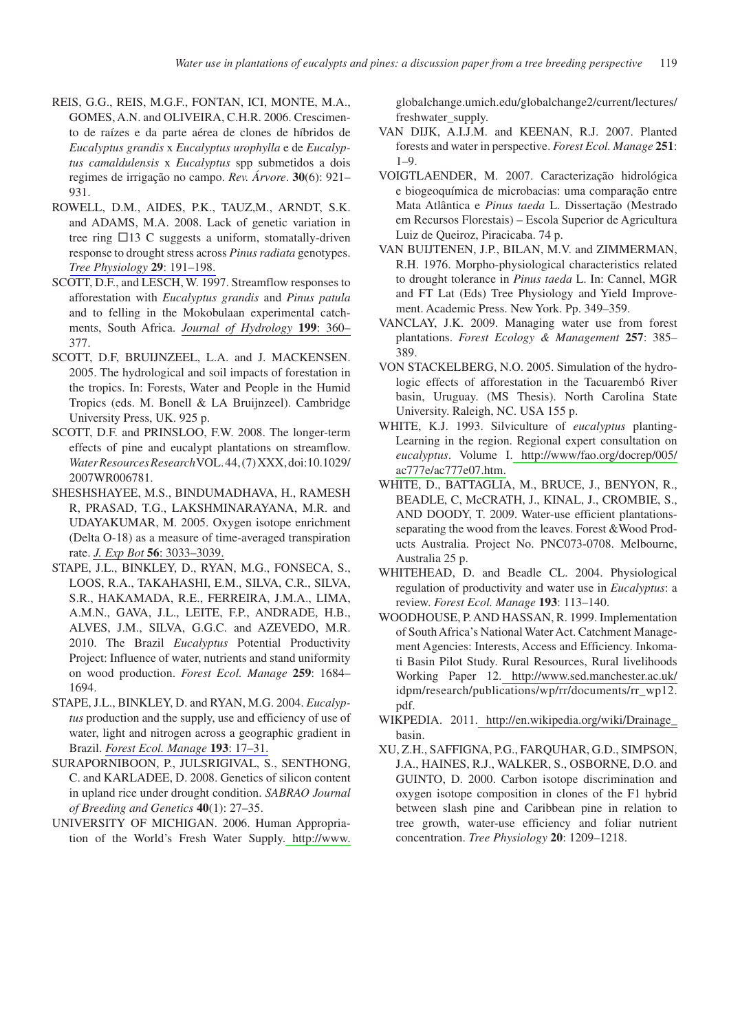REIS, G.G., REIS, M.G.F., FONTAN, ICI, MONTE, M.A., GOMES, A.N. and OLIVEIRA, C.H.R. 2006. Crescimento de raízes e da parte aérea de clones de híbridos de *Eucalyptus grandis* x *Eucalyptus urophylla* e de *Eucalyptus camaldulensis* x *Eucalyptus* spp submetidos a dois regimes de irrigação no campo. *Rev. Árvore*. **30**(6): 921–931.

ROWELL, D.M., AIDES, P.K., TAUZ,M., ARNDT, S.K. and ADAMS, M.A. 2008. Lack of genetic variation in tree ring □13 C suggests a uniform, stomatally-driven response to drought stress across *Pinus radiata* genotypes. *Tree Physiology* **29**: 191–198.

SCOTT, D.F., and LESCH, W. 1997. Streamflow responses to afforestation with *Eucalyptus grandis* and *Pinus patula* and to felling in the Mokobulaan experimental catchments, South Africa. *Journal of Hydrology* **199**: 360–377.

SCOTT, D.F, BRUIJNZEEL, L.A. and J. MACKENSEN. 2005. The hydrological and soil impacts of forestation in the tropics. In: Forests, Water and People in the Humid Tropics (eds. M. Bonell & LA Bruijnzeel). Cambridge University Press, UK. 925 p.

SCOTT, D.F. and PRINSLOO, F.W. 2008. The longer-term effects of pine and eucalypt plantations on streamflow. *Water Resources Research* VOL. 44, (7) XXX, doi:10.1029/2007WR006781.

SHESHSHAYEE, M.S., BINDUMADHAVA, H., RAMESH R, PRASAD, T.G., LAKSHMINARAYANA, M.R. and UDAYAKUMAR, M. 2005. Oxygen isotope enrichment (Delta O-18) as a measure of time-averaged transpiration rate. *J. Exp Bot* **56**: 3033–3039.

STAPE, J.L., BINKLEY, D., RYAN, M.G., FONSECA, S., LOOS, R.A., TAKAHASHI, E.M., SILVA, C.R., SILVA, S.R., HAKAMADA, R.E., FERREIRA, J.M.A., LIMA, A.M.N., GAVA, J.L., LEITE, F.P., ANDRADE, H.B., ALVES, J.M., SILVA, G.G.C. and AZEVEDO, M.R. 2010. The Brazil *Eucalyptus* Potential Productivity Project: Influence of water, nutrients and stand uniformity on wood production. *Forest Ecol. Manage* **259**: 1684–1694.

STAPE, J.L., BINKLEY, D. and RYAN, M.G. 2004. *Eucalyptus* production and the supply, use and efficiency of use of water, light and nitrogen across a geographic gradient in Brazil. *Forest Ecol. Manage* **193**: 17–31.

SURAPORNIBOON, P., JULSRIGIVAL, S., SENTHONG, C. and KARLADEE, D. 2008. Genetics of silicon content in upland rice under drought condition. *SABRAO Journal of Breeding and Genetics* **40**(1): 27–35.

UNIVERSITY OF MICHIGAN. 2006. Human Appropriation of the World's Fresh Water Supply. http://www.globalchange.umich.edu/globalchange2/current/lectures/freshwater_supply.

VAN DIJK, A.I.J.M. and KEENAN, R.J. 2007. Planted forests and water in perspective. *Forest Ecol. Manage* **251**: 1–9.

VOIGTLAENDER, M. 2007. Caracterização hidrológica e biogeoquímica de microbacias: uma comparação entre Mata Atlântica e *Pinus taeda* L. Dissertação (Mestrado em Recursos Florestais) – Escola Superior de Agricultura Luiz de Queiroz, Piracicaba. 74 p.

VAN BUIJTENEN, J.P., BILAN, M.V. and ZIMMERMAN, R.H. 1976. Morpho-physiological characteristics related to drought tolerance in *Pinus taeda* L. In: Cannel, MGR and FT Lat (Eds) Tree Physiology and Yield Improvement. Academic Press. New York. Pp. 349–359.

VANCLAY, J.K. 2009. Managing water use from forest plantations. *Forest Ecology & Management* **257**: 385–389.

VON STACKELBERG, N.O. 2005. Simulation of the hydrologic effects of afforestation in the Tacuarembó River basin, Uruguay. (MS Thesis). North Carolina State University. Raleigh, NC. USA 155 p.

WHITE, K.J. 1993. Silviculture of *eucalyptus* planting-Learning in the region. Regional expert consultation on *eucalyptus*. Volume I. http://www/fao.org/docrep/005/ac777e/ac777e07.htm.

WHITE, D., BATTAGLIA, M., BRUCE, J., BENYON, R., BEADLE, C, McCRATH, J., KINAL, J., CROMBIE, S., AND DOODY, T. 2009. Water-use efficient plantations-separating the wood from the leaves. Forest &Wood Products Australia. Project No. PNC073-0708. Melbourne, Australia 25 p.

WHITEHEAD, D. and Beadle CL. 2004. Physiological regulation of productivity and water use in *Eucalyptus*: a review. *Forest Ecol. Manage* **193**: 113–140.

WOODHOUSE, P. AND HASSAN, R. 1999. Implementation of South Africa's National Water Act. Catchment Management Agencies: Interests, Access and Efficiency. Inkomati Basin Pilot Study. Rural Resources, Rural livelihoods Working Paper 12. http://www.sed.manchester.ac.uk/idpm/research/publications/wp/rr/documents/rr_wp12.pdf.

WIKPEDIA. 2011. http://en.wikipedia.org/wiki/Drainage_basin.

XU, Z.H., SAFFIGNA, P.G., FARQUHAR, G.D., SIMPSON, J.A., HAINES, R.J., WALKER, S., OSBORNE, D.O. and GUINTO, D. 2000. Carbon isotope discrimination and oxygen isotope composition in clones of the F1 hybrid between slash pine and Caribbean pine in relation to tree growth, water-use efficiency and foliar nutrient concentration. *Tree Physiology* **20**: 1209–1218.